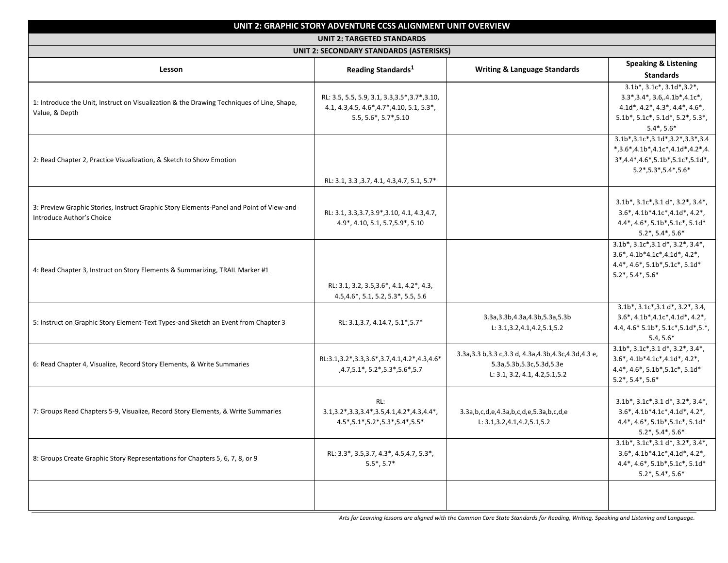| UNIT 2: GRAPHIC STORY ADVENTURE CCSS ALIGNMENT UNIT OVERVIEW | | | |
|---|---|---|---|
| UNIT 2: TARGETED STANDARDS | | | |
| UNIT 2: SECONDARY STANDARDS (ASTERISKS) | | | |
| **Lesson** | **Reading Standards[1]** | **Writing & Language Standards** | **Speaking & Listening Standards** |
| 1: Introduce the Unit, Instruct on Visualization & the Drawing Techniques of Line, Shape, Value, & Depth | RL: 3.5, 5.5, 5.9, 3.1, 3.3,3.5*,3.7*,3.10, 4.1, 4.3,4.5, 4.6*,4.7*,4.10, 5.1, 5.3*, 5.5, 5.6*, 5.7*,5.10 | | 3.1b*, 3.1c*, 3.1d*,3.2*, 3.3*,3.4*, 3.6,.4.1b*,4.1c*, 4.1d*, 4.2*, 4.3*, 4.4*, 4.6*, 5.1b*, 5.1c*, 5.1d*, 5.2*, 5.3*, 5.4*, 5.6* |
| 2: Read Chapter 2, Practice Visualization, & Sketch to Show Emotion | RL: 3.1, 3.3 ,3.7, 4.1, 4.3,4.7, 5.1, 5.7* | | 3.1b*,3.1c*,3.1d*,3.2*,3.3*,3.4*,3.6*,4.1b*,4.1c*,4.1d*,4.2*,4.3*,4.4*,4.6*,5.1b*,5.1c*,5.1d*, 5.2*,5.3*,5.4*,5.6* |
| 3: Preview Graphic Stories, Instruct Graphic Story Elements-Panel and Point of View-and Introduce Author's Choice | RL: 3.1, 3.3,3.7,3.9*,3.10, 4.1, 4.3,4.7, 4.9*, 4.10, 5.1, 5.7,5.9*, 5.10 | | 3.1b*, 3.1c*,3.1 d*, 3.2*, 3.4*, 3.6*, 4.1b*4.1c*,4.1d*, 4.2*, 4.4*, 4.6*, 5.1b*,5.1c*, 5.1d* 5.2*, 5.4*, 5.6* |
| 4: Read Chapter 3, Instruct on Story Elements & Summarizing, TRAIL Marker #1 | RL: 3.1, 3.2, 3.5,3.6*, 4.1, 4.2*, 4.3, 4.5,4.6*, 5.1, 5.2, 5.3*, 5.5, 5.6 | | 3.1b*, 3.1c*,3.1 d*, 3.2*, 3.4*, 3.6*, 4.1b*4.1c*,4.1d*, 4.2*, 4.4*, 4.6*, 5.1b*,5.1c*, 5.1d* 5.2*, 5.4*, 5.6* |
| 5: Instruct on Graphic Story Element-Text Types-and Sketch an Event from Chapter 3 | RL: 3.1,3.7, 4.14.7, 5.1*,5.7* | 3.3a,3.3b,4.3a,4.3b,5.3a,5.3b<br>L: 3.1,3.2,4.1,4.2,5.1,5.2 | 3.1b*, 3.1c*,3.1 d*, 3.2*, 3.4, 3.6*, 4.1b*,4.1c*,4.1d*, 4.2*, 4.4, 4.6* 5.1b*, 5.1c*,5.1d*,5.*, 5.4, 5.6* |
| 6: Read Chapter 4, Visualize, Record Story Elements, & Write Summaries | RL:3.1,3.2*,3.3,3.6*,3.7,4.1,4.2*,4.3,4.6*,4.7,5.1*, 5.2*,5.3*,5.6*,5.7 | 3.3a,3.3 b,3.3 c,3.3 d, 4.3a,4.3b,4.3c,4.3d,4.3 e, 5.3a,5.3b,5.3c,5.3d,5.3e<br>L: 3.1, 3.2, 4.1, 4.2,5.1,5.2 | 3.1b*, 3.1c*,3.1 d*, 3.2*, 3.4*, 3.6*, 4.1b*4.1c*,4.1d*, 4.2*, 4.4*, 4.6*, 5.1b*,5.1c*, 5.1d* 5.2*, 5.4*, 5.6* |
| 7: Groups Read Chapters 5-9, Visualize, Record Story Elements, & Write Summaries | RL: 3.1,3.2*,3.3,3.4*,3.5,4.1,4.2*,4.3,4.4*, 4.5*,5.1*,5.2*,5.3*,5.4*,5.5* | 3.3a,b,c,d,e,4.3a,b,c,d,e,5.3a,b,c,d,e<br>L: 3.1,3.2,4.1,4.2,5.1,5.2 | 3.1b*, 3.1c*,3.1 d*, 3.2*, 3.4*, 3.6*, 4.1b*4.1c*,4.1d*, 4.2*, 4.4*, 4.6*, 5.1b*,5.1c*, 5.1d* 5.2*, 5.4*, 5.6* |
| 8: Groups Create Graphic Story Representations for Chapters 5, 6, 7, 8, or 9 | RL: 3.3*, 3.5,3.7, 4.3*, 4.5,4.7, 5.3*, 5.5*, 5.7* | | 3.1b*, 3.1c*,3.1 d*, 3.2*, 3.4*, 3.6*, 4.1b*4.1c*,4.1d*, 4.2*, 4.4*, 4.6*, 5.1b*,5.1c*, 5.1d* 5.2*, 5.4*, 5.6* |
| | | | |

*Arts for Learning lessons are aligned with the Common Core State Standards for Reading, Writing, Speaking and Listening and Language.*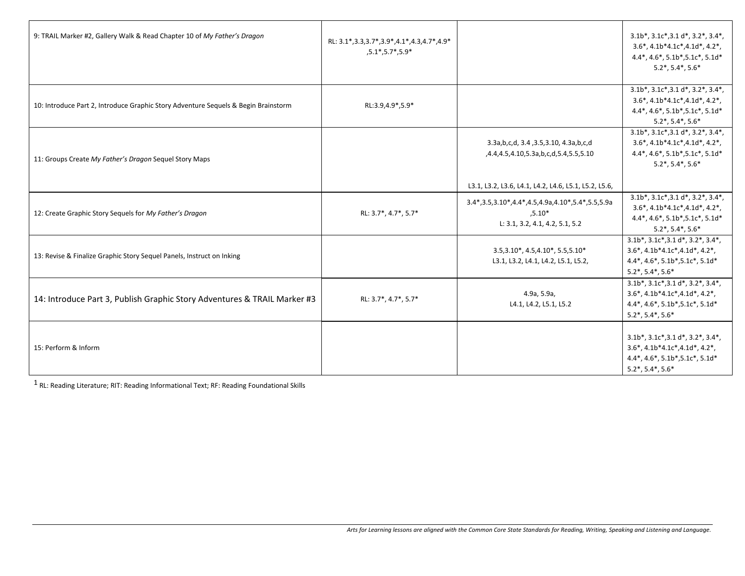| | | | |
|---|---|---|---|
| 9: TRAIL Marker #2, Gallery Walk & Read Chapter 10 of *My Father's Dragon* | RL: 3.1*,3.3,3.7*,3.9*,4.1*,4.3,4.7*,4.9* ,5.1*,5.7*,5.9* | | 3.1b*, 3.1c*,3.1 d*, 3.2*, 3.4*, 3.6*, 4.1b*4.1c*,4.1d*, 4.2*, 4.4*, 4.6*, 5.1b*,5.1c*, 5.1d* 5.2*, 5.4*, 5.6* |
| 10: Introduce Part 2, Introduce Graphic Story Adventure Sequels & Begin Brainstorm | RL:3.9,4.9*,5.9* | | 3.1b*, 3.1c*,3.1 d*, 3.2*, 3.4*, 3.6*, 4.1b*4.1c*,4.1d*, 4.2*, 4.4*, 4.6*, 5.1b*,5.1c*, 5.1d* 5.2*, 5.4*, 5.6* |
| 11: Groups Create *My Father's Dragon* Sequel Story Maps | | 3.3a,b,c,d, 3.4 ,3.5,3.10, 4.3a,b,c,d ,4.4,4.5,4.10,5.3a,b,c,d,5.4,5.5,5.10<br><br>L3.1, L3.2, L3.6, L4.1, L4.2, L4.6, L5.1, L5.2, L5.6, | 3.1b*, 3.1c*,3.1 d*, 3.2*, 3.4*, 3.6*, 4.1b*4.1c*,4.1d*, 4.2*, 4.4*, 4.6*, 5.1b*,5.1c*, 5.1d* 5.2*, 5.4*, 5.6* |
| 12: Create Graphic Story Sequels for *My Father's Dragon* | RL: 3.7*, 4.7*, 5.7* | 3.4*,3.5,3.10*,4.4*,4.5,4.9a,4.10*,5.4*,5.5,5.9a ,5.10*<br>L: 3.1, 3.2, 4.1, 4.2, 5.1, 5.2 | 3.1b*, 3.1c*,3.1 d*, 3.2*, 3.4*, 3.6*, 4.1b*4.1c*,4.1d*, 4.2*, 4.4*, 4.6*, 5.1b*,5.1c*, 5.1d* 5.2*, 5.4*, 5.6* |
| 13: Revise & Finalize Graphic Story Sequel Panels, Instruct on Inking | | 3.5,3.10*, 4.5,4.10*, 5.5,5.10*<br>L3.1, L3.2, L4.1, L4.2, L5.1, L5.2, | 3.1b*, 3.1c*,3.1 d*, 3.2*, 3.4*, 3.6*, 4.1b*4.1c*,4.1d*, 4.2*, 4.4*, 4.6*, 5.1b*,5.1c*, 5.1d* 5.2*, 5.4*, 5.6* |
| 14: Introduce Part 3, Publish Graphic Story Adventures & TRAIL Marker #3 | RL: 3.7*, 4.7*, 5.7* | 4.9a, 5.9a,<br>L4.1, L4.2, L5.1, L5.2 | 3.1b*, 3.1c*,3.1 d*, 3.2*, 3.4*, 3.6*, 4.1b*4.1c*,4.1d*, 4.2*, 4.4*, 4.6*, 5.1b*,5.1c*, 5.1d* 5.2*, 5.4*, 5.6* |
| 15: Perform & Inform | | | 3.1b*, 3.1c*,3.1 d*, 3.2*, 3.4*, 3.6*, 4.1b*4.1c*,4.1d*, 4.2*, 4.4*, 4.6*, 5.1b*,5.1c*, 5.1d* 5.2*, 5.4*, 5.6* |

[1] RL: Reading Literature; RIT: Reading Informational Text; RF: Reading Foundational Skills

*Arts for Learning lessons are aligned with the Common Core State Standards for Reading, Writing, Speaking and Listening and Language.*